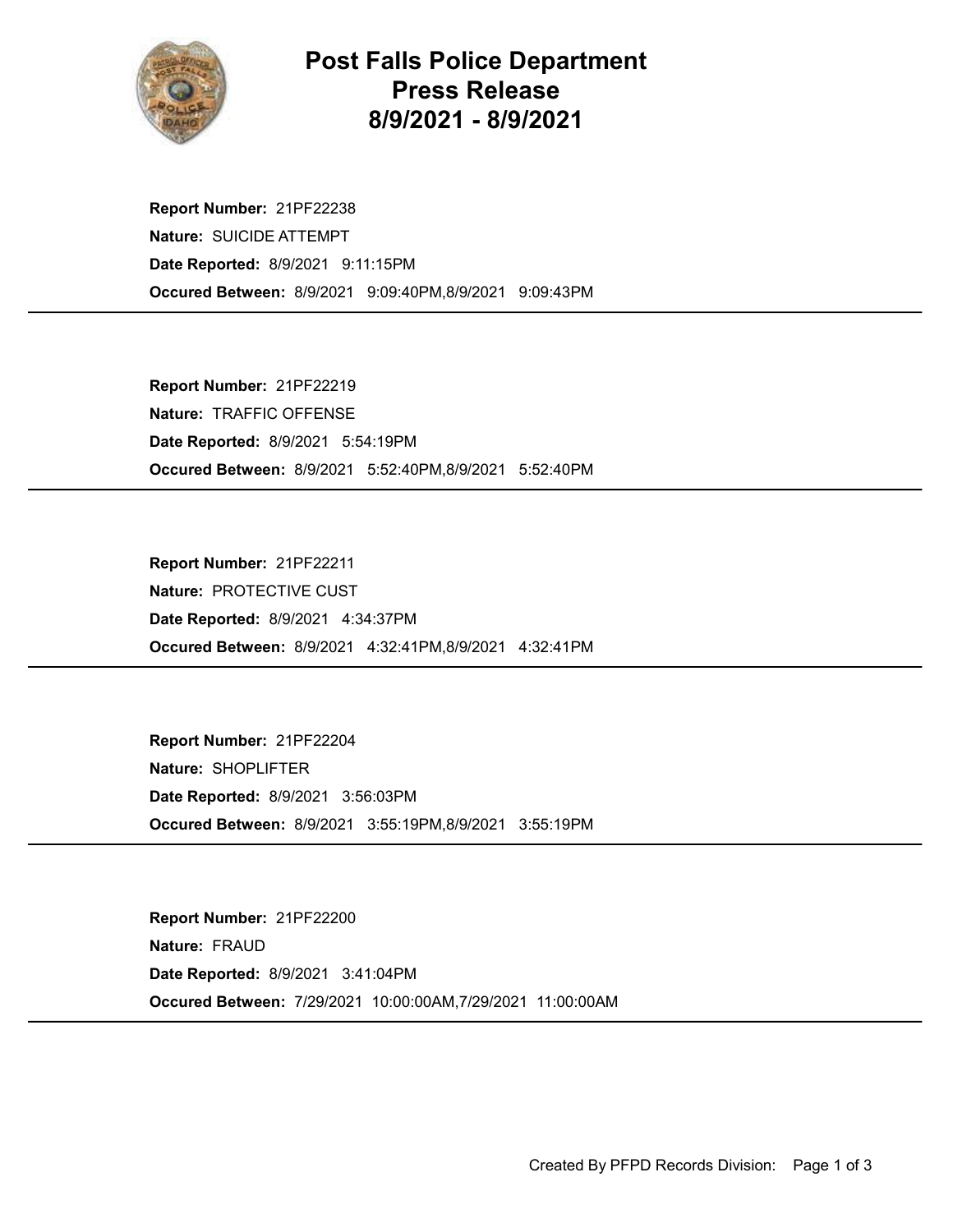# Post Falls Police Department
# Press Release
# 8/9/2021 - 8/9/2021

**Report Number:** 21PF22238
**Nature:** SUICIDE ATTEMPT
**Date Reported:** 8/9/2021 9:11:15PM
**Occured Between:** 8/9/2021 9:09:40PM,8/9/2021 9:09:43PM

---

**Report Number:** 21PF22219
**Nature:** TRAFFIC OFFENSE
**Date Reported:** 8/9/2021 5:54:19PM
**Occured Between:** 8/9/2021 5:52:40PM,8/9/2021 5:52:40PM

---

**Report Number:** 21PF22211
**Nature:** PROTECTIVE CUST
**Date Reported:** 8/9/2021 4:34:37PM
**Occured Between:** 8/9/2021 4:32:41PM,8/9/2021 4:32:41PM

---

**Report Number:** 21PF22204
**Nature:** SHOPLIFTER
**Date Reported:** 8/9/2021 3:56:03PM
**Occured Between:** 8/9/2021 3:55:19PM,8/9/2021 3:55:19PM

---

**Report Number:** 21PF22200
**Nature:** FRAUD
**Date Reported:** 8/9/2021 3:41:04PM
**Occured Between:** 7/29/2021 10:00:00AM,7/29/2021 11:00:00AM

---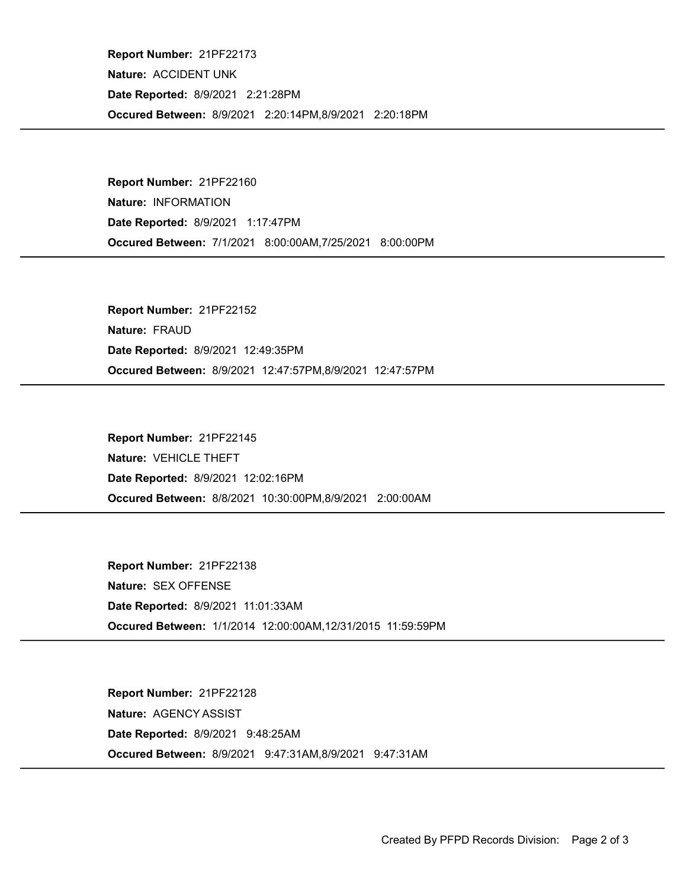**Report Number:** 21PF22173

**Nature:** ACCIDENT UNK

**Date Reported:** 8/9/2021 2:21:28PM

**Occured Between:** 8/9/2021 2:20:14PM,8/9/2021 2:20:18PM

---

**Report Number:** 21PF22160

**Nature:** INFORMATION

**Date Reported:** 8/9/2021 1:17:47PM

**Occured Between:** 7/1/2021 8:00:00AM,7/25/2021 8:00:00PM

---

**Report Number:** 21PF22152

**Nature:** FRAUD

**Date Reported:** 8/9/2021 12:49:35PM

**Occured Between:** 8/9/2021 12:47:57PM,8/9/2021 12:47:57PM

---

**Report Number:** 21PF22145

**Nature:** VEHICLE THEFT

**Date Reported:** 8/9/2021 12:02:16PM

**Occured Between:** 8/8/2021 10:30:00PM,8/9/2021 2:00:00AM

---

**Report Number:** 21PF22138

**Nature:** SEX OFFENSE

**Date Reported:** 8/9/2021 11:01:33AM

**Occured Between:** 1/1/2014 12:00:00AM,12/31/2015 11:59:59PM

---

**Report Number:** 21PF22128

**Nature:** AGENCY ASSIST

**Date Reported:** 8/9/2021 9:48:25AM

**Occured Between:** 8/9/2021 9:47:31AM,8/9/2021 9:47:31AM

---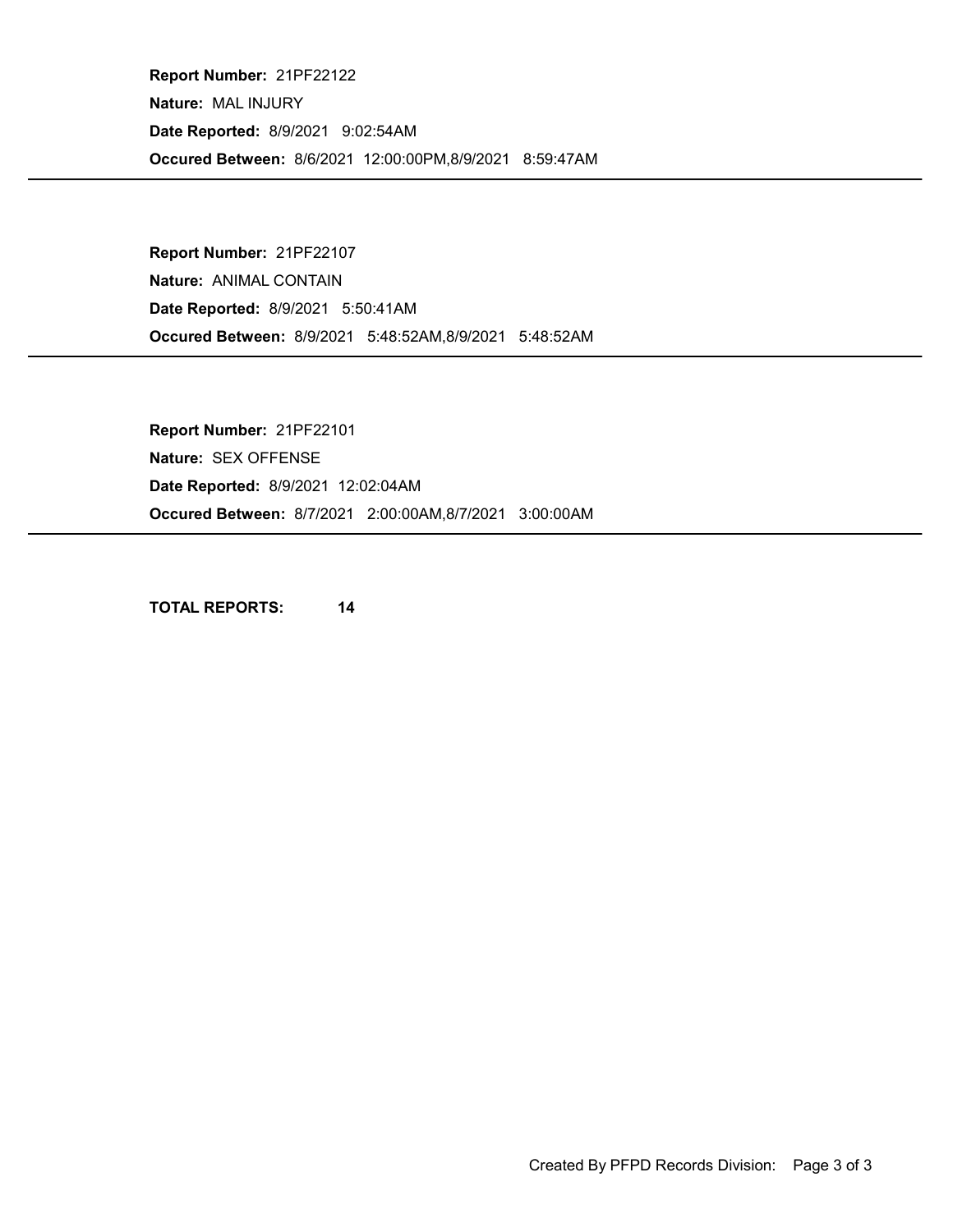**Report Number:** 21PF22122

**Nature:** MAL INJURY

**Date Reported:** 8/9/2021 9:02:54AM

**Occured Between:** 8/6/2021 12:00:00PM,8/9/2021 8:59:47AM

---

**Report Number:** 21PF22107

**Nature:** ANIMAL CONTAIN

**Date Reported:** 8/9/2021 5:50:41AM

**Occured Between:** 8/9/2021 5:48:52AM,8/9/2021 5:48:52AM

---

**Report Number:** 21PF22101

**Nature:** SEX OFFENSE

**Date Reported:** 8/9/2021 12:02:04AM

**Occured Between:** 8/7/2021 2:00:00AM,8/7/2021 3:00:00AM

---

**TOTAL REPORTS:** 14

Created By PFPD Records Division: